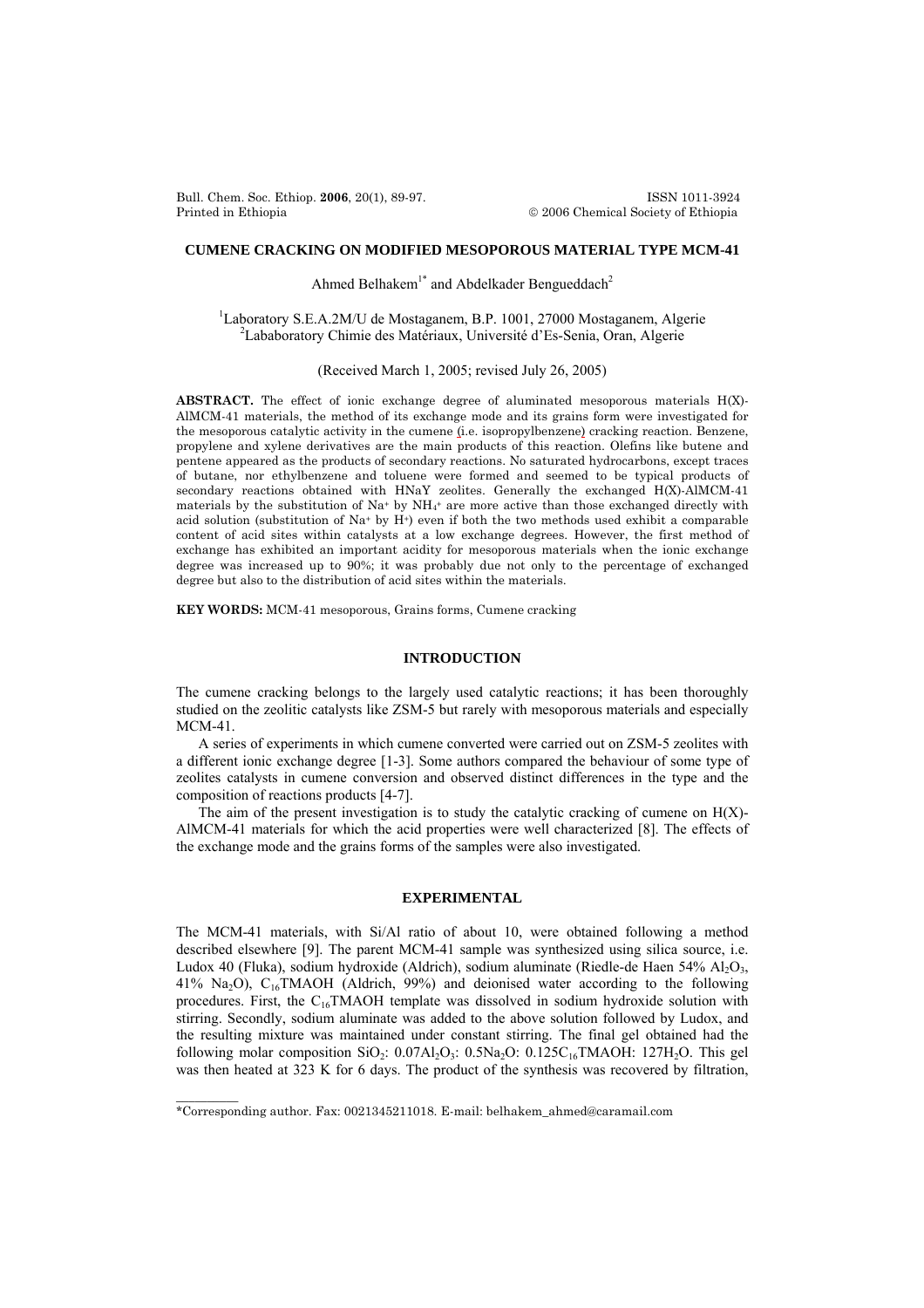# CUMENE CRACKING ON MODIFIED MESOPOROUS MATERIAL TYPE MCM-41

Ahmed Belhakem[1*] and Abdelkader Bengueddach[2]

[1]Laboratory S.E.A.2M/U de Mostaganem, B.P. 1001, 27000 Mostaganem, Algerie
[2]Lababoratory Chimie des Matériaux, Université d'Es-Senia, Oran, Algerie

(Received March 1, 2005; revised July 26, 2005)

**ABSTRACT.** The effect of ionic exchange degree of aluminated mesoporous materials H(X)-AlMCM-41 materials, the method of its exchange mode and its grains form were investigated for the mesoporous catalytic activity in the cumene (i.e. isopropylbenzene) cracking reaction. Benzene, propylene and xylene derivatives are the main products of this reaction. Olefins like butene and pentene appeared as the products of secondary reactions. No saturated hydrocarbons, except traces of butane, nor ethylbenzene and toluene were formed and seemed to be typical products of secondary reactions obtained with HNaY zeolites. Generally the exchanged H(X)-AlMCM-41 materials by the substitution of $Na^+$ by $NH_4^+$ are more active than those exchanged directly with acid solution (substitution of $Na^+$ by $H^+$) even if both the two methods used exhibit a comparable content of acid sites within catalysts at a low exchange degrees. However, the first method of exchange has exhibited an important acidity for mesoporous materials when the ionic exchange degree was increased up to 90%; it was probably due not only to the percentage of exchanged degree but also to the distribution of acid sites within the materials.

**KEY WORDS:** MCM-41 mesoporous, Grains forms, Cumene cracking

## INTRODUCTION

The cumene cracking belongs to the largely used catalytic reactions; it has been thoroughly studied on the zeolitic catalysts like ZSM-5 but rarely with mesoporous materials and especially MCM-41.

A series of experiments in which cumene converted were carried out on ZSM-5 zeolites with a different ionic exchange degree [1-3]. Some authors compared the behaviour of some type of zeolites catalysts in cumene conversion and observed distinct differences in the type and the composition of reactions products [4-7].

The aim of the present investigation is to study the catalytic cracking of cumene on H(X)-AlMCM-41 materials for which the acid properties were well characterized [8]. The effects of the exchange mode and the grains forms of the samples were also investigated.

## EXPERIMENTAL

The MCM-41 materials, with Si/Al ratio of about 10, were obtained following a method described elsewhere [9]. The parent MCM-41 sample was synthesized using silica source, i.e. Ludox 40 (Fluka), sodium hydroxide (Aldrich), sodium aluminate (Riedle-de Haen 54% $Al_2O_3$, 41% $Na_2O$), $C_{16}TMAOH$ (Aldrich, 99%) and deionised water according to the following procedures. First, the $C_{16}TMAOH$ template was dissolved in sodium hydroxide solution with stirring. Secondly, sodium aluminate was added to the above solution followed by Ludox, and the resulting mixture was maintained under constant stirring. The final gel obtained had the following molar composition $SiO_2$: $0.07Al_2O_3$: $0.5Na_2O$: $0.125C_{16}TMAOH$: $127H_2O$. This gel was then heated at 323 K for 6 days. The product of the synthesis was recovered by filtration,

\*Corresponding author. Fax: 0021345211018. E-mail: belhakem_ahmed@caramail.com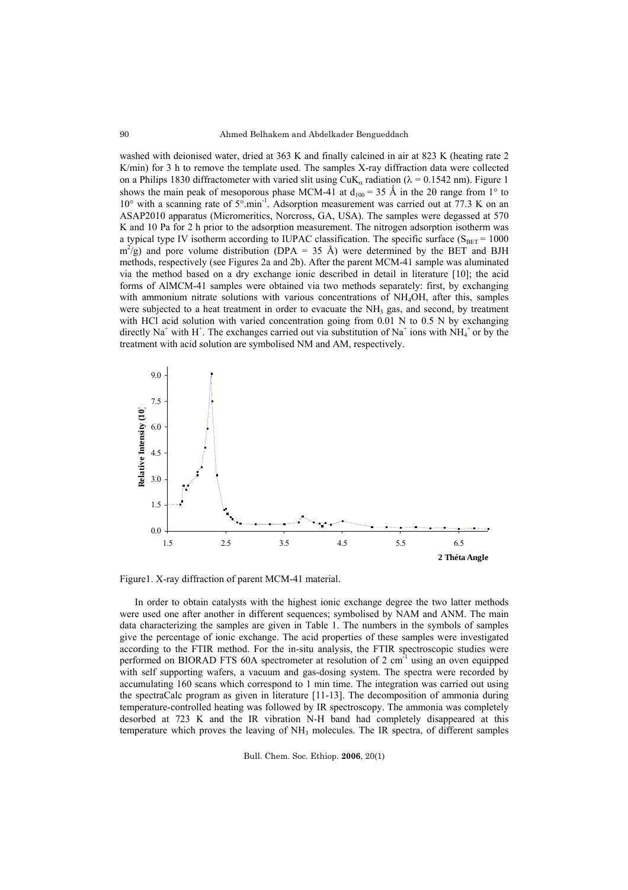washed with deionised water, dried at 363 K and finally calcined in air at 823 K (heating rate 2 K/min) for 3 h to remove the template used. The samples X-ray diffraction data were collected on a Philips 1830 diffractometer with varied slit using Cu$K_\alpha$ radiation ($\lambda$ = 0.1542 nm). Figure 1 shows the main peak of mesoporous phase MCM-41 at $d_{100}$ = 35 Å in the 2θ range from 1° to 10° with a scanning rate of 5°.min$^{-1}$. Adsorption measurement was carried out at 77.3 K on an ASAP2010 apparatus (Micromeritics, Norcross, GA, USA). The samples were degassed at 570 K and 10 Pa for 2 h prior to the adsorption measurement. The nitrogen adsorption isotherm was a typical type IV isotherm according to IUPAC classification. The specific surface ($S_{BET}$ = 1000 m$^2$/g) and pore volume distribution (DPA = 35 Å) were determined by the BET and BJH methods, respectively (see Figures 2a and 2b). After the parent MCM-41 sample was aluminated via the method based on a dry exchange ionic described in detail in literature [10]; the acid forms of AlMCM-41 samples were obtained via two methods separately: first, by exchanging with ammonium nitrate solutions with various concentrations of $NH_4OH$, after this, samples were subjected to a heat treatment in order to evacuate the $NH_3$ gas, and second, by treatment with HCl acid solution with varied concentration going from 0.01 N to 0.5 N by exchanging directly $Na^+$ with $H^+$. The exchanges carried out via substitution of $Na^+$ ions with $NH_4^+$ or by the treatment with acid solution are symbolised NM and AM, respectively.

Figure1. X-ray diffraction of parent MCM-41 material.

In order to obtain catalysts with the highest ionic exchange degree the two latter methods were used one after another in different sequences; symbolised by NAM and ANM. The main data characterizing the samples are given in Table 1. The numbers in the symbols of samples give the percentage of ionic exchange. The acid properties of these samples were investigated according to the FTIR method. For the in-situ analysis, the FTIR spectroscopic studies were performed on BIORAD FTS 60A spectrometer at resolution of 2 cm$^{-1}$ using an oven equipped with self supporting wafers, a vacuum and gas-dosing system. The spectra were recorded by accumulating 160 scans which correspond to 1 min time. The integration was carried out using the spectraCalc program as given in literature [11-13]. The decomposition of ammonia during temperature-controlled heating was followed by IR spectroscopy. The ammonia was completely desorbed at 723 K and the IR vibration N-H band had completely disappeared at this temperature which proves the leaving of $NH_3$ molecules. The IR spectra, of different samples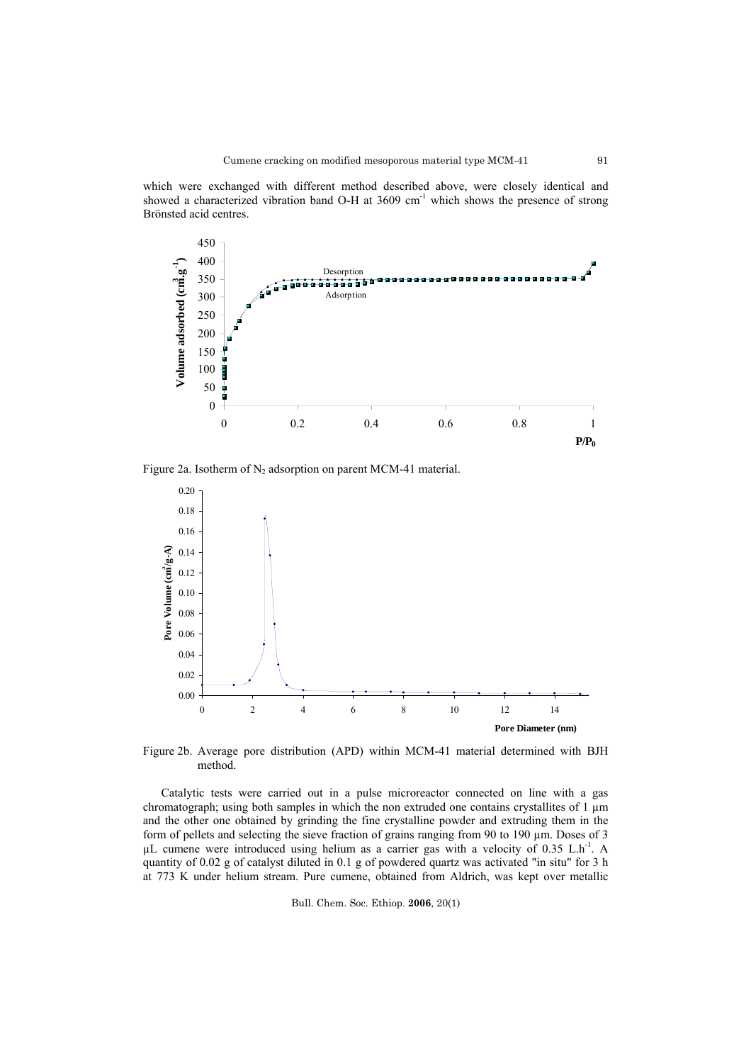which were exchanged with different method described above, were closely identical and showed a characterized vibration band O-H at 3609 $cm^{-1}$ which shows the presence of strong Brönsted acid centres.

Figure 2a. Isotherm of $N_2$ adsorption on parent MCM-41 material.

Figure 2b. Average pore distribution (APD) within MCM-41 material determined with BJH method.

Catalytic tests were carried out in a pulse microreactor connected on line with a gas chromatograph; using both samples in which the non extruded one contains crystallites of 1 μm and the other one obtained by grinding the fine crystalline powder and extruding them in the form of pellets and selecting the sieve fraction of grains ranging from 90 to 190 μm. Doses of 3 μL cumene were introduced using helium as a carrier gas with a velocity of 0.35 $L.h^{-1}$. A quantity of 0.02 g of catalyst diluted in 0.1 g of powdered quartz was activated "in situ" for 3 h at 773 K under helium stream. Pure cumene, obtained from Aldrich, was kept over metallic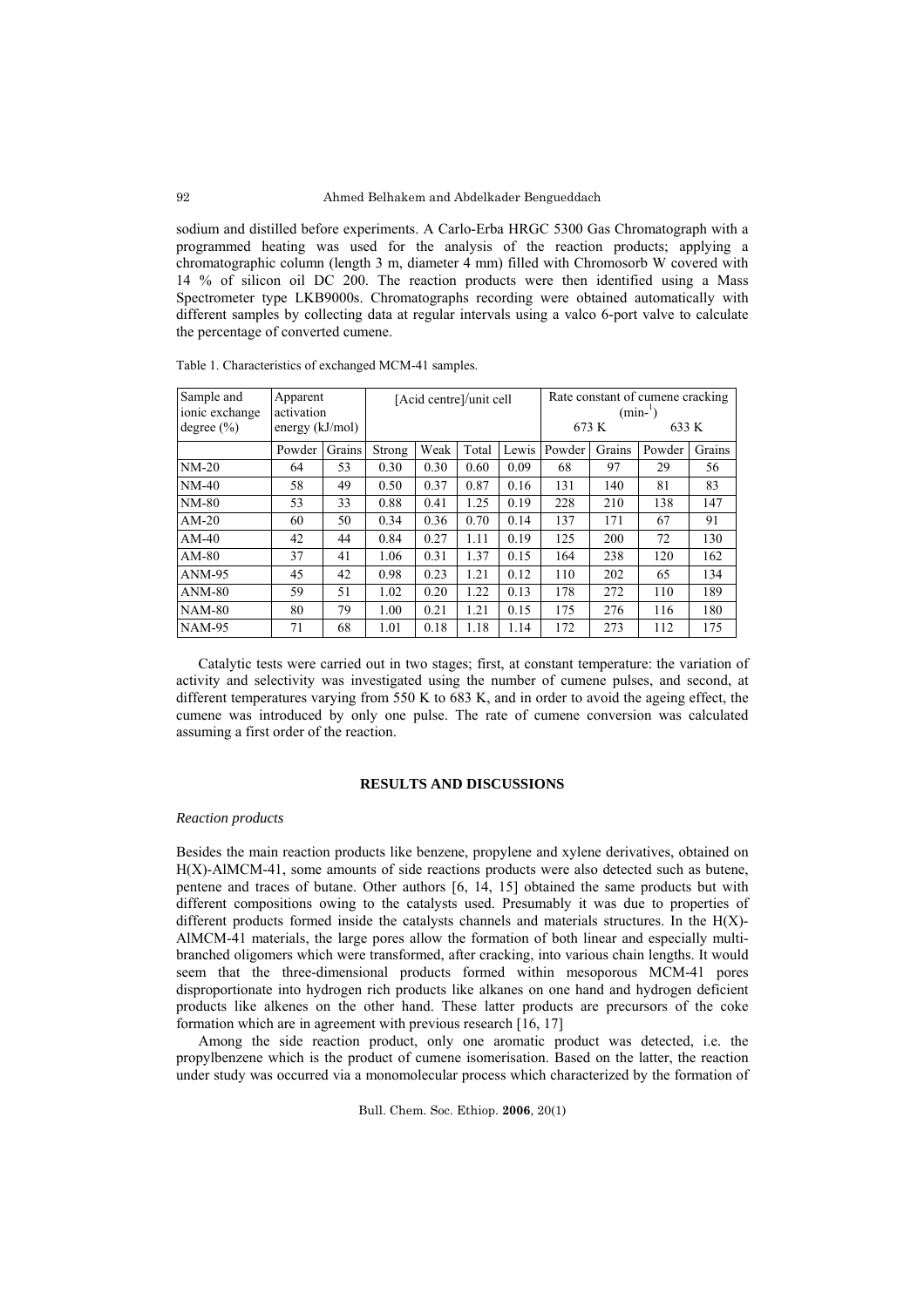sodium and distilled before experiments. A Carlo-Erba HRGC 5300 Gas Chromatograph with a programmed heating was used for the analysis of the reaction products; applying a chromatographic column (length 3 m, diameter 4 mm) filled with Chromosorb W covered with 14 % of silicon oil DC 200. The reaction products were then identified using a Mass Spectrometer type LKB9000s. Chromatographs recording were obtained automatically with different samples by collecting data at regular intervals using a valco 6-port valve to calculate the percentage of converted cumene.

Table 1. Characteristics of exchanged MCM-41 samples.

| Sample and ionic exchange degree (%) | Apparent activation energy (kJ/mol) | | [Acid centre]/unit cell | | | | Rate constant of cumene cracking ($min^{-1}$) 673 K | | 633 K | |
|---|---|---|---|---|---|---|---|---|---|---|
| | Powder | Grains | Strong | Weak | Total | Lewis | Powder | Grains | Powder | Grains |
| NM-20 | 64 | 53 | 0.30 | 0.30 | 0.60 | 0.09 | 68 | 97 | 29 | 56 |
| NM-40 | 58 | 49 | 0.50 | 0.37 | 0.87 | 0.16 | 131 | 140 | 81 | 83 |
| NM-80 | 53 | 33 | 0.88 | 0.41 | 1.25 | 0.19 | 228 | 210 | 138 | 147 |
| AM-20 | 60 | 50 | 0.34 | 0.36 | 0.70 | 0.14 | 137 | 171 | 67 | 91 |
| AM-40 | 42 | 44 | 0.84 | 0.27 | 1.11 | 0.19 | 125 | 200 | 72 | 130 |
| AM-80 | 37 | 41 | 1.06 | 0.31 | 1.37 | 0.15 | 164 | 238 | 120 | 162 |
| ANM-95 | 45 | 42 | 0.98 | 0.23 | 1.21 | 0.12 | 110 | 202 | 65 | 134 |
| ANM-80 | 59 | 51 | 1.02 | 0.20 | 1.22 | 0.13 | 178 | 272 | 110 | 189 |
| NAM-80 | 80 | 79 | 1.00 | 0.21 | 1.21 | 0.15 | 175 | 276 | 116 | 180 |
| NAM-95 | 71 | 68 | 1.01 | 0.18 | 1.18 | 1.14 | 172 | 273 | 112 | 175 |

Catalytic tests were carried out in two stages; first, at constant temperature: the variation of activity and selectivity was investigated using the number of cumene pulses, and second, at different temperatures varying from 550 K to 683 K, and in order to avoid the ageing effect, the cumene was introduced by only one pulse. The rate of cumene conversion was calculated assuming a first order of the reaction.

## RESULTS AND DISCUSSIONS

### *Reaction products*

Besides the main reaction products like benzene, propylene and xylene derivatives, obtained on H(X)-AlMCM-41, some amounts of side reactions products were also detected such as butene, pentene and traces of butane. Other authors [6, 14, 15] obtained the same products but with different compositions owing to the catalysts used. Presumably it was due to properties of different products formed inside the catalysts channels and materials structures. In the H(X)-AlMCM-41 materials, the large pores allow the formation of both linear and especially multi-branched oligomers which were transformed, after cracking, into various chain lengths. It would seem that the three-dimensional products formed within mesoporous MCM-41 pores disproportionate into hydrogen rich products like alkanes on one hand and hydrogen deficient products like alkenes on the other hand. These latter products are precursors of the coke formation which are in agreement with previous research [16, 17]

Among the side reaction product, only one aromatic product was detected, i.e. the propylbenzene which is the product of cumene isomerisation. Based on the latter, the reaction under study was occurred via a monomolecular process which characterized by the formation of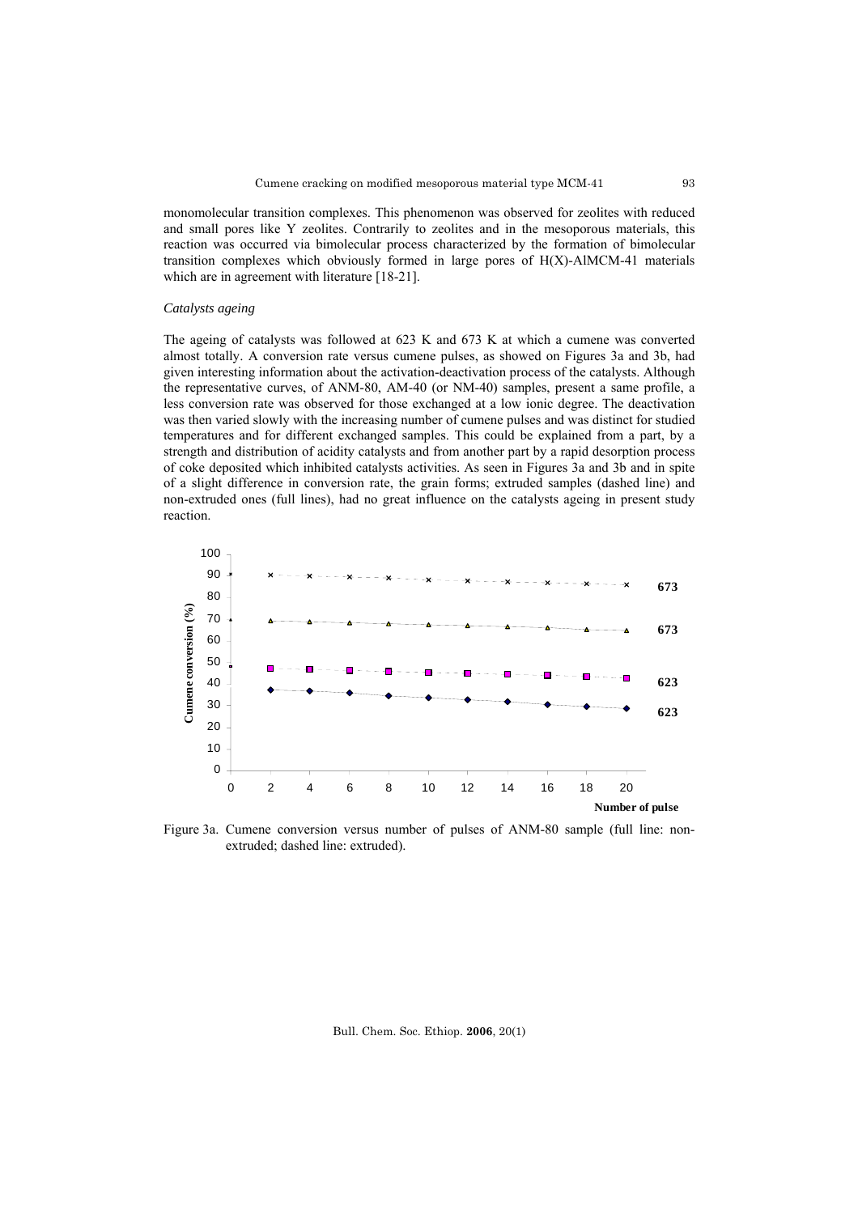monomolecular transition complexes. This phenomenon was observed for zeolites with reduced and small pores like Y zeolites. Contrarily to zeolites and in the mesoporous materials, this reaction was occurred via bimolecular process characterized by the formation of bimolecular transition complexes which obviously formed in large pores of H(X)-AlMCM-41 materials which are in agreement with literature [18-21].

*Catalysts ageing*

The ageing of catalysts was followed at 623 K and 673 K at which a cumene was converted almost totally. A conversion rate versus cumene pulses, as showed on Figures 3a and 3b, had given interesting information about the activation-deactivation process of the catalysts. Although the representative curves, of ANM-80, AM-40 (or NM-40) samples, present a same profile, a less conversion rate was observed for those exchanged at a low ionic degree. The deactivation was then varied slowly with the increasing number of cumene pulses and was distinct for studied temperatures and for different exchanged samples. This could be explained from a part, by a strength and distribution of acidity catalysts and from another part by a rapid desorption process of coke deposited which inhibited catalysts activities. As seen in Figures 3a and 3b and in spite of a slight difference in conversion rate, the grain forms; extruded samples (dashed line) and non-extruded ones (full lines), had no great influence on the catalysts ageing in present study reaction.

Figure 3a. Cumene conversion versus number of pulses of ANM-80 sample (full line: non-extruded; dashed line: extruded).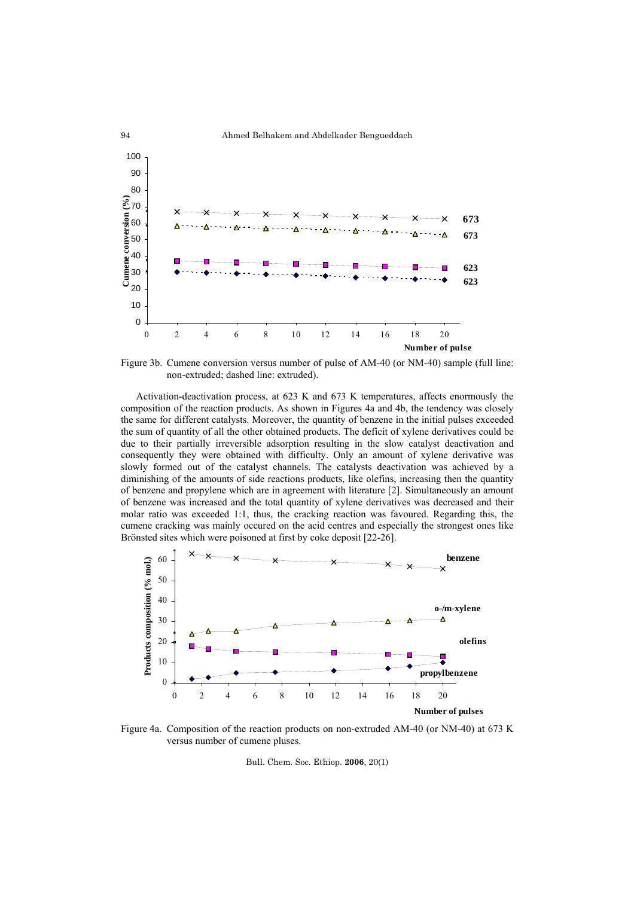Figure 3b. Cumene conversion versus number of pulse of AM-40 (or NM-40) sample (full line: non-extruded; dashed line: extruded).

Activation-deactivation process, at 623 K and 673 K temperatures, affects enormously the composition of the reaction products. As shown in Figures 4a and 4b, the tendency was closely the same for different catalysts. Moreover, the quantity of benzene in the initial pulses exceeded the sum of quantity of all the other obtained products. The deficit of xylene derivatives could be due to their partially irreversible adsorption resulting in the slow catalyst deactivation and consequently they were obtained with difficulty. Only an amount of xylene derivative was slowly formed out of the catalyst channels. The catalysts deactivation was achieved by a diminishing of the amounts of side reactions products, like olefins, increasing then the quantity of benzene and propylene which are in agreement with literature [2]. Simultaneously an amount of benzene was increased and the total quantity of xylene derivatives was decreased and their molar ratio was exceeded 1:1, thus, the cracking reaction was favoured. Regarding this, the cumene cracking was mainly occured on the acid centres and especially the strongest ones like Brönsted sites which were poisoned at first by coke deposit [22-26].

Figure 4a. Composition of the reaction products on non-extruded AM-40 (or NM-40) at 673 K versus number of cumene pluses.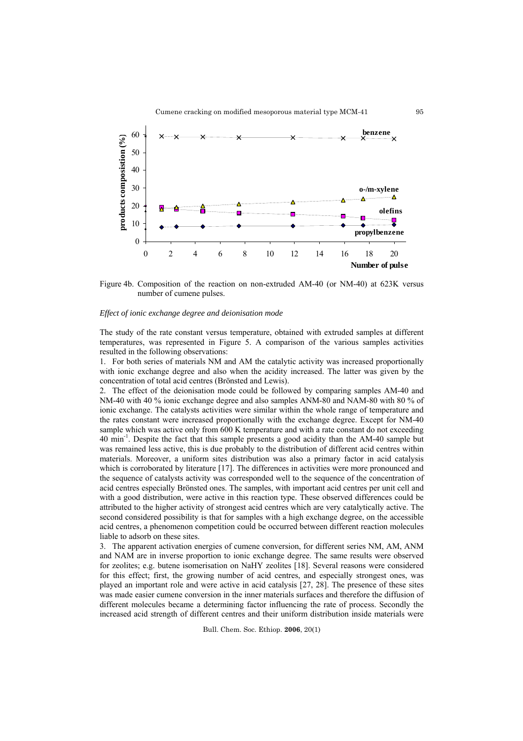Figure 4b. Composition of the reaction on non-extruded AM-40 (or NM-40) at 623K versus number of cumene pulses.

*Effect of ionic exchange degree and deionisation mode*

The study of the rate constant versus temperature, obtained with extruded samples at different temperatures, was represented in Figure 5. A comparison of the various samples activities resulted in the following observations:

1. For both series of materials NM and AM the catalytic activity was increased proportionally with ionic exchange degree and also when the acidity increased. The latter was given by the concentration of total acid centres (Brönsted and Lewis).

2. The effect of the deionisation mode could be followed by comparing samples AM-40 and NM-40 with 40 % ionic exchange degree and also samples ANM-80 and NAM-80 with 80 % of ionic exchange. The catalysts activities were similar within the whole range of temperature and the rates constant were increased proportionally with the exchange degree. Except for NM-40 sample which was active only from 600 K temperature and with a rate constant do not exceeding 40 $min^{-1}$. Despite the fact that this sample presents a good acidity than the AM-40 sample but was remained less active, this is due probably to the distribution of different acid centres within materials. Moreover, a uniform sites distribution was also a primary factor in acid catalysis which is corroborated by literature [17]. The differences in activities were more pronounced and the sequence of catalysts activity was corresponded well to the sequence of the concentration of acid centres especially Brönsted ones. The samples, with important acid centres per unit cell and with a good distribution, were active in this reaction type. These observed differences could be attributed to the higher activity of strongest acid centres which are very catalytically active. The second considered possibility is that for samples with a high exchange degree, on the accessible acid centres, a phenomenon competition could be occurred between different reaction molecules liable to adsorb on these sites.

3. The apparent activation energies of cumene conversion, for different series NM, AM, ANM and NAM are in inverse proportion to ionic exchange degree. The same results were observed for zeolites; e.g. butene isomerisation on NaHY zeolites [18]. Several reasons were considered for this effect; first, the growing number of acid centres, and especially strongest ones, was played an important role and were active in acid catalysis [27, 28]. The presence of these sites was made easier cumene conversion in the inner materials surfaces and therefore the diffusion of different molecules became a determining factor influencing the rate of process. Secondly the increased acid strength of different centres and their uniform distribution inside materials were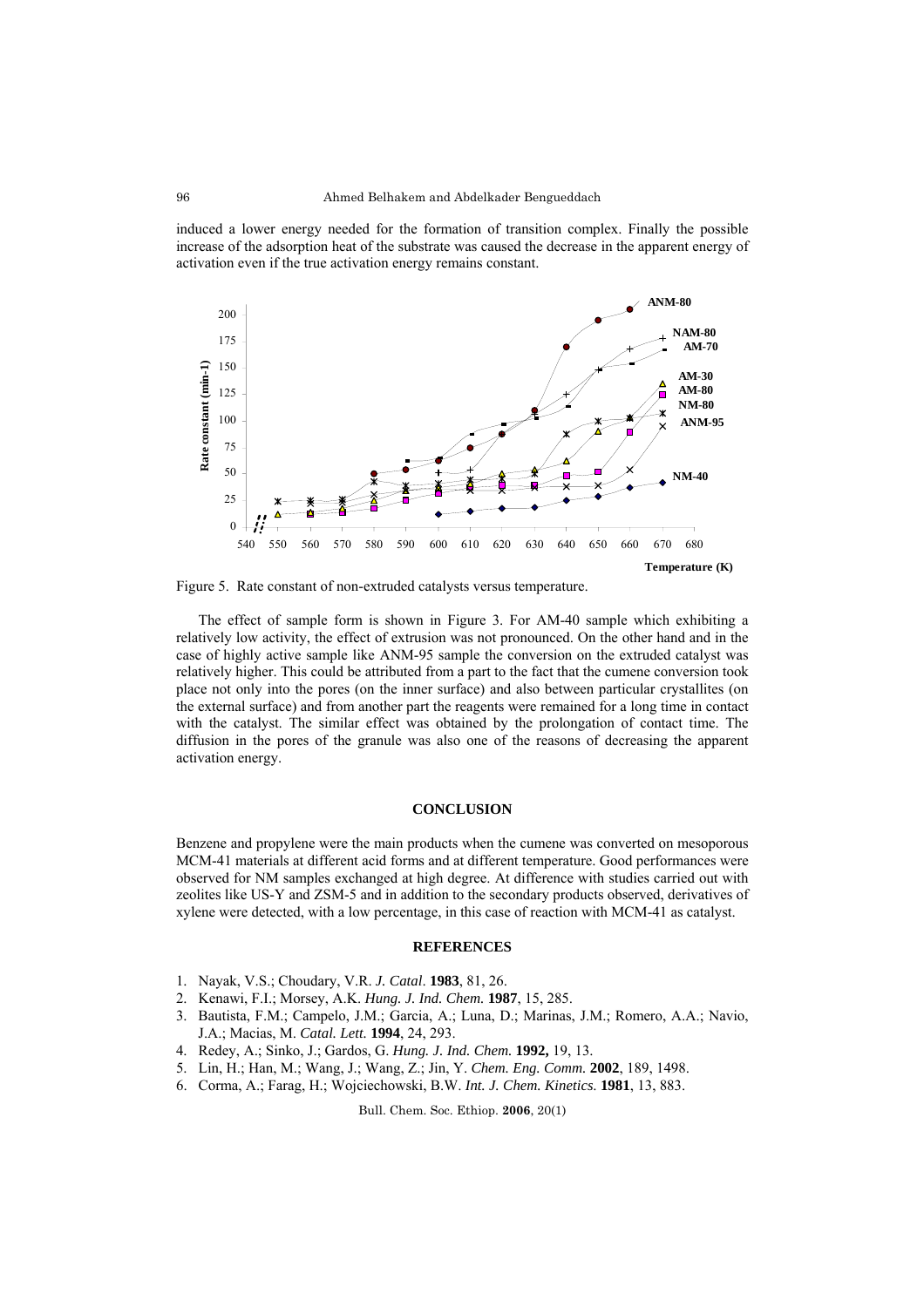induced a lower energy needed for the formation of transition complex. Finally the possible increase of the adsorption heat of the substrate was caused the decrease in the apparent energy of activation even if the true activation energy remains constant.

Figure 5. Rate constant of non-extruded catalysts versus temperature.

The effect of sample form is shown in Figure 3. For AM-40 sample which exhibiting a relatively low activity, the effect of extrusion was not pronounced. On the other hand and in the case of highly active sample like ANM-95 sample the conversion on the extruded catalyst was relatively higher. This could be attributed from a part to the fact that the cumene conversion took place not only into the pores (on the inner surface) and also between particular crystallites (on the external surface) and from another part the reagents were remained for a long time in contact with the catalyst. The similar effect was obtained by the prolongation of contact time. The diffusion in the pores of the granule was also one of the reasons of decreasing the apparent activation energy.

## CONCLUSION

Benzene and propylene were the main products when the cumene was converted on mesoporous MCM-41 materials at different acid forms and at different temperature. Good performances were observed for NM samples exchanged at high degree. At difference with studies carried out with zeolites like US-Y and ZSM-5 and in addition to the secondary products observed, derivatives of xylene were detected, with a low percentage, in this case of reaction with MCM-41 as catalyst.

## REFERENCES

1. Nayak, V.S.; Choudary, V.R. *J. Catal*. **1983**, 81, 26.
2. Kenawi, F.I.; Morsey, A.K. *Hung. J. Ind. Chem.* **1987**, 15, 285.
3. Bautista, F.M.; Campelo, J.M.; Garcia, A.; Luna, D.; Marinas, J.M.; Romero, A.A.; Navio, J.A.; Macias, M. *Catal. Lett.* **1994**, 24, 293.
4. Redey, A.; Sinko, J.; Gardos, G. *Hung. J. Ind. Chem.* **1992,** 19, 13.
5. Lin, H.; Han, M.; Wang, J.; Wang, Z.; Jin, Y. *Chem. Eng. Comm.* **2002**, 189, 1498.
6. Corma, A.; Farag, H.; Wojciechowski, B.W. *Int. J. Chem. Kinetics*. **1981**, 13, 883.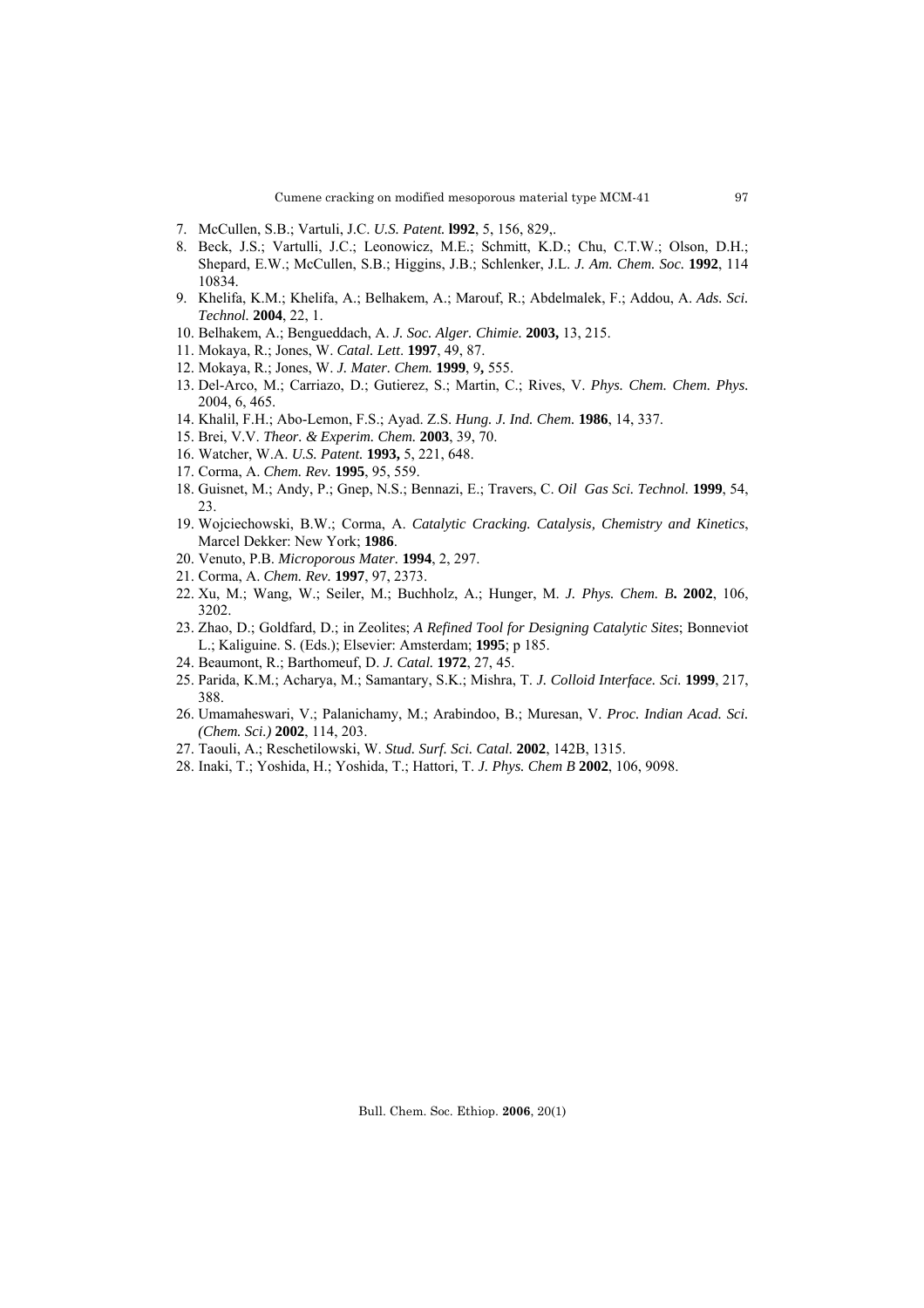7. McCullen, S.B.; Vartuli, J.C. *U.S. Patent.* **l992**, 5, 156, 829,.
8. Beck, J.S.; Vartulli, J.C.; Leonowicz, M.E.; Schmitt, K.D.; Chu, C.T.W.; Olson, D.H.; Shepard, E.W.; McCullen, S.B.; Higgins, J.B.; Schlenker, J.L. *J. Am. Chem. Soc.* **1992**, 114 10834.
9. Khelifa, K.M.; Khelifa, A.; Belhakem, A.; Marouf, R.; Abdelmalek, F.; Addou, A. *Ads. Sci. Technol.* **2004**, 22, 1.
10. Belhakem, A.; Bengueddach, A. *J. Soc. Alger. Chimie.* **2003,** 13, 215.
11. Mokaya, R.; Jones, W. *Catal. Lett*. **1997**, 49, 87.
12. Mokaya, R.; Jones, W. *J. Mater. Chem.* **1999**, 9**,** 555.
13. Del-Arco, M.; Carriazo, D.; Gutierez, S.; Martin, C.; Rives, V. *Phys. Chem. Chem. Phys.* 2004, 6, 465.
14. Khalil, F.H.; Abo-Lemon, F.S.; Ayad. Z.S. *Hung. J. Ind. Chem.* **1986**, 14, 337.
15. Brei, V.V. *Theor. & Experim. Chem.* **2003**, 39, 70.
16. Watcher, W.A. *U.S. Patent.* **1993,** 5, 221, 648.
17. Corma, A. *Chem. Rev.* **1995**, 95, 559.
18. Guisnet, M.; Andy, P.; Gnep, N.S.; Bennazi, E.; Travers, C. *Oil Gas Sci. Technol.* **1999**, 54, 23.
19. Wojciechowski, B.W.; Corma, A. *Catalytic Cracking. Catalysis, Chemistry and Kinetics*, Marcel Dekker: New York; **1986**.
20. Venuto, P.B. *Microporous Mater.* **1994**, 2, 297.
21. Corma, A. *Chem. Rev.* **1997**, 97, 2373.
22. Xu, M.; Wang, W.; Seiler, M.; Buchholz, A.; Hunger, M. *J. Phys. Chem. B.* **2002**, 106, 3202.
23. Zhao, D.; Goldfard, D.; in Zeolites; *A Refined Tool for Designing Catalytic Sites*; Bonneviot L.; Kaliguine. S. (Eds.); Elsevier: Amsterdam; **1995**; p 185.
24. Beaumont, R.; Barthomeuf, D. *J. Catal.* **1972**, 27, 45.
25. Parida, K.M.; Acharya, M.; Samantary, S.K.; Mishra, T. *J. Colloid Interface. Sci.* **1999**, 217, 388.
26. Umamaheswari, V.; Palanichamy, M.; Arabindoo, B.; Muresan, V. *Proc. Indian Acad. Sci. (Chem. Sci.)* **2002**, 114, 203.
27. Taouli, A.; Reschetilowski, W. *Stud. Surf. Sci. Catal.* **2002**, 142B, 1315.
28. Inaki, T.; Yoshida, H.; Yoshida, T.; Hattori, T. *J. Phys. Chem B* **2002**, 106, 9098.